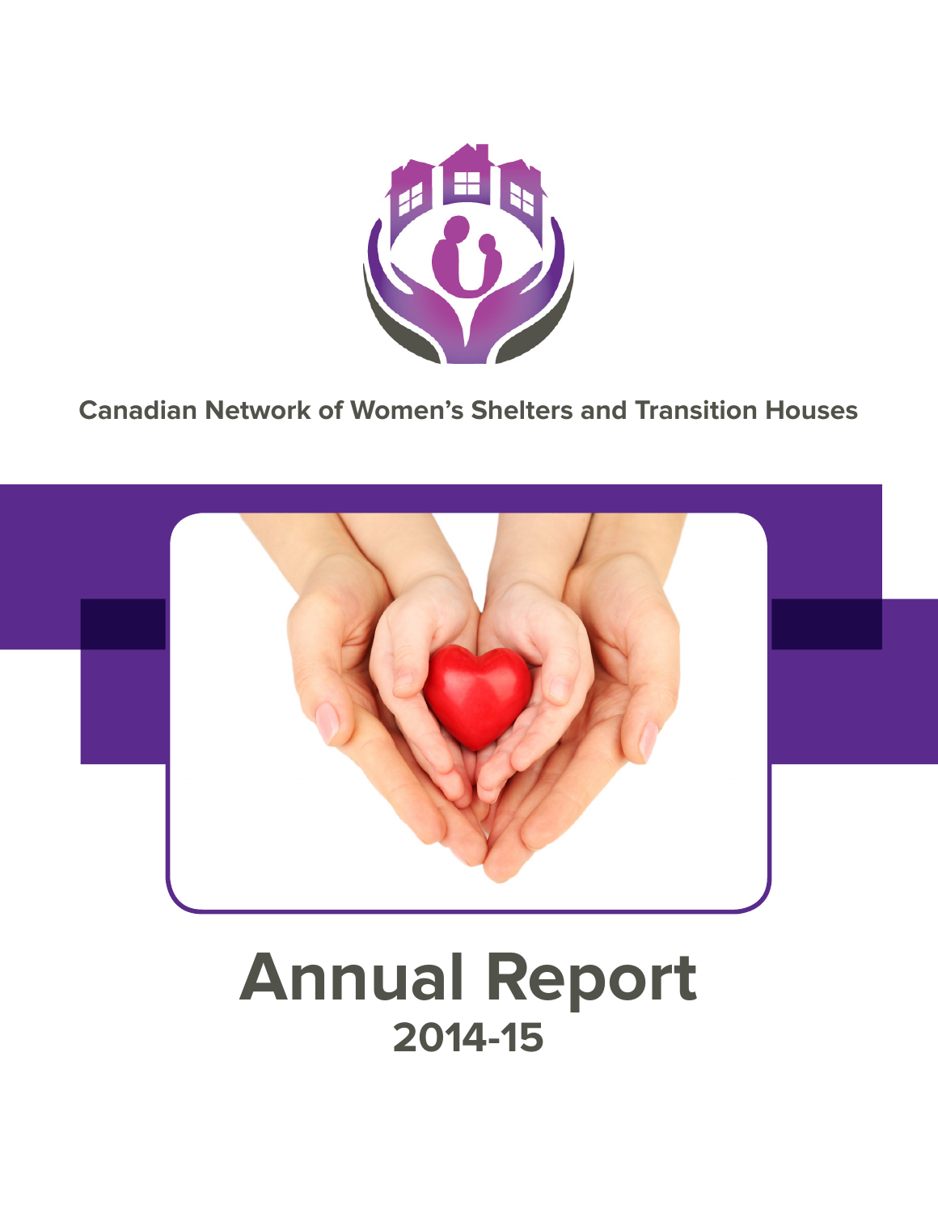Canadian Network of Women's Shelters and Transition Houses

# Annual Report

## 2014-15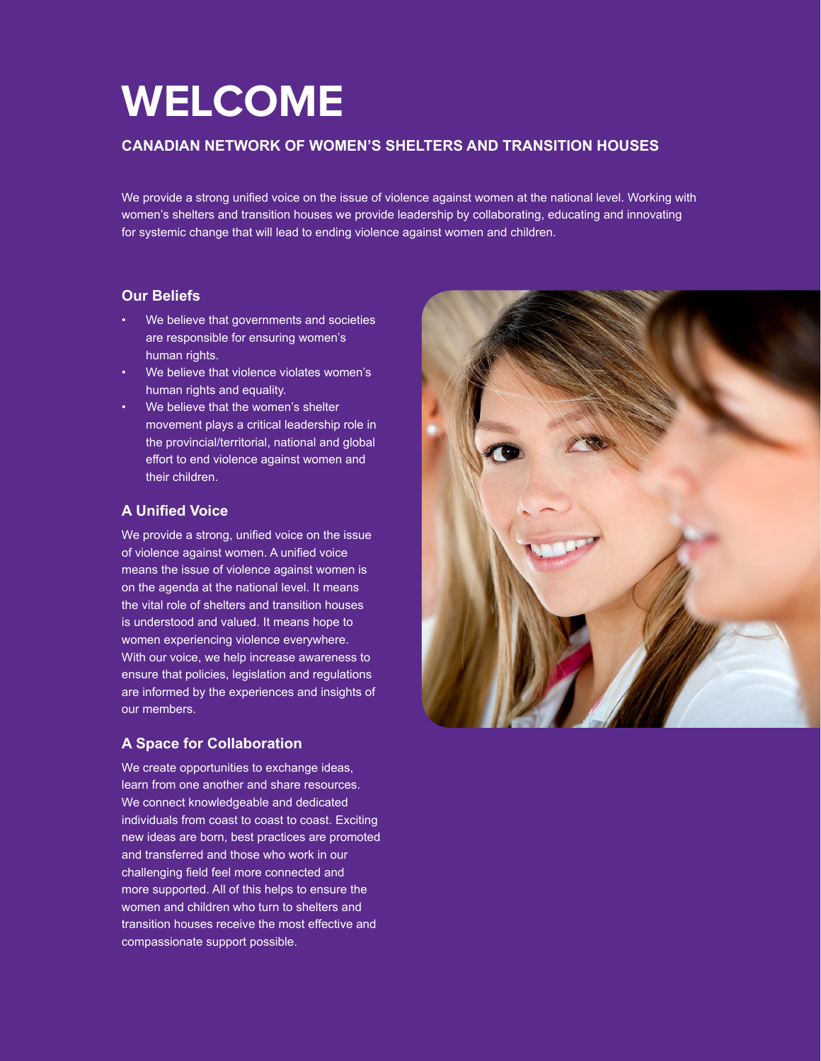# WELCOME

## CANADIAN NETWORK OF WOMEN'S SHELTERS AND TRANSITION HOUSES

We provide a strong unified voice on the issue of violence against women at the national level. Working with women's shelters and transition houses we provide leadership by collaborating, educating and innovating for systemic change that will lead to ending violence against women and children.

### Our Beliefs

- We believe that governments and societies are responsible for ensuring women's human rights.
- We believe that violence violates women's human rights and equality.
- We believe that the women's shelter movement plays a critical leadership role in the provincial/territorial, national and global effort to end violence against women and their children.

### A Unified Voice

We provide a strong, unified voice on the issue of violence against women. A unified voice means the issue of violence against women is on the agenda at the national level. It means the vital role of shelters and transition houses is understood and valued. It means hope to women experiencing violence everywhere. With our voice, we help increase awareness to ensure that policies, legislation and regulations are informed by the experiences and insights of our members.

### A Space for Collaboration

We create opportunities to exchange ideas, learn from one another and share resources. We connect knowledgeable and dedicated individuals from coast to coast to coast. Exciting new ideas are born, best practices are promoted and transferred and those who work in our challenging field feel more connected and more supported. All of this helps to ensure the women and children who turn to shelters and transition houses receive the most effective and compassionate support possible.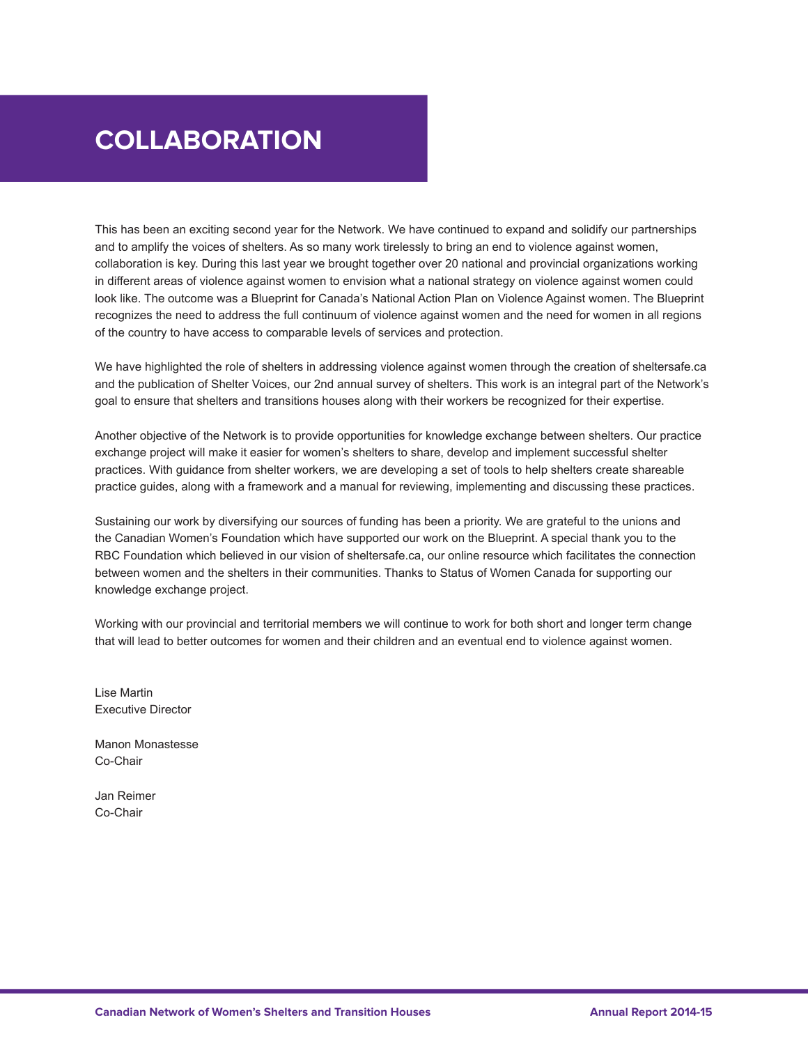# COLLABORATION

This has been an exciting second year for the Network. We have continued to expand and solidify our partnerships and to amplify the voices of shelters. As so many work tirelessly to bring an end to violence against women, collaboration is key. During this last year we brought together over 20 national and provincial organizations working in different areas of violence against women to envision what a national strategy on violence against women could look like. The outcome was a Blueprint for Canada's National Action Plan on Violence Against women. The Blueprint recognizes the need to address the full continuum of violence against women and the need for women in all regions of the country to have access to comparable levels of services and protection.

We have highlighted the role of shelters in addressing violence against women through the creation of sheltersafe.ca and the publication of Shelter Voices, our 2nd annual survey of shelters. This work is an integral part of the Network's goal to ensure that shelters and transitions houses along with their workers be recognized for their expertise.

Another objective of the Network is to provide opportunities for knowledge exchange between shelters. Our practice exchange project will make it easier for women's shelters to share, develop and implement successful shelter practices. With guidance from shelter workers, we are developing a set of tools to help shelters create shareable practice guides, along with a framework and a manual for reviewing, implementing and discussing these practices.

Sustaining our work by diversifying our sources of funding has been a priority. We are grateful to the unions and the Canadian Women's Foundation which have supported our work on the Blueprint. A special thank you to the RBC Foundation which believed in our vision of sheltersafe.ca, our online resource which facilitates the connection between women and the shelters in their communities. Thanks to Status of Women Canada for supporting our knowledge exchange project.

Working with our provincial and territorial members we will continue to work for both short and longer term change that will lead to better outcomes for women and their children and an eventual end to violence against women.

Lise Martin
Executive Director

Manon Monastesse
Co-Chair

Jan Reimer
Co-Chair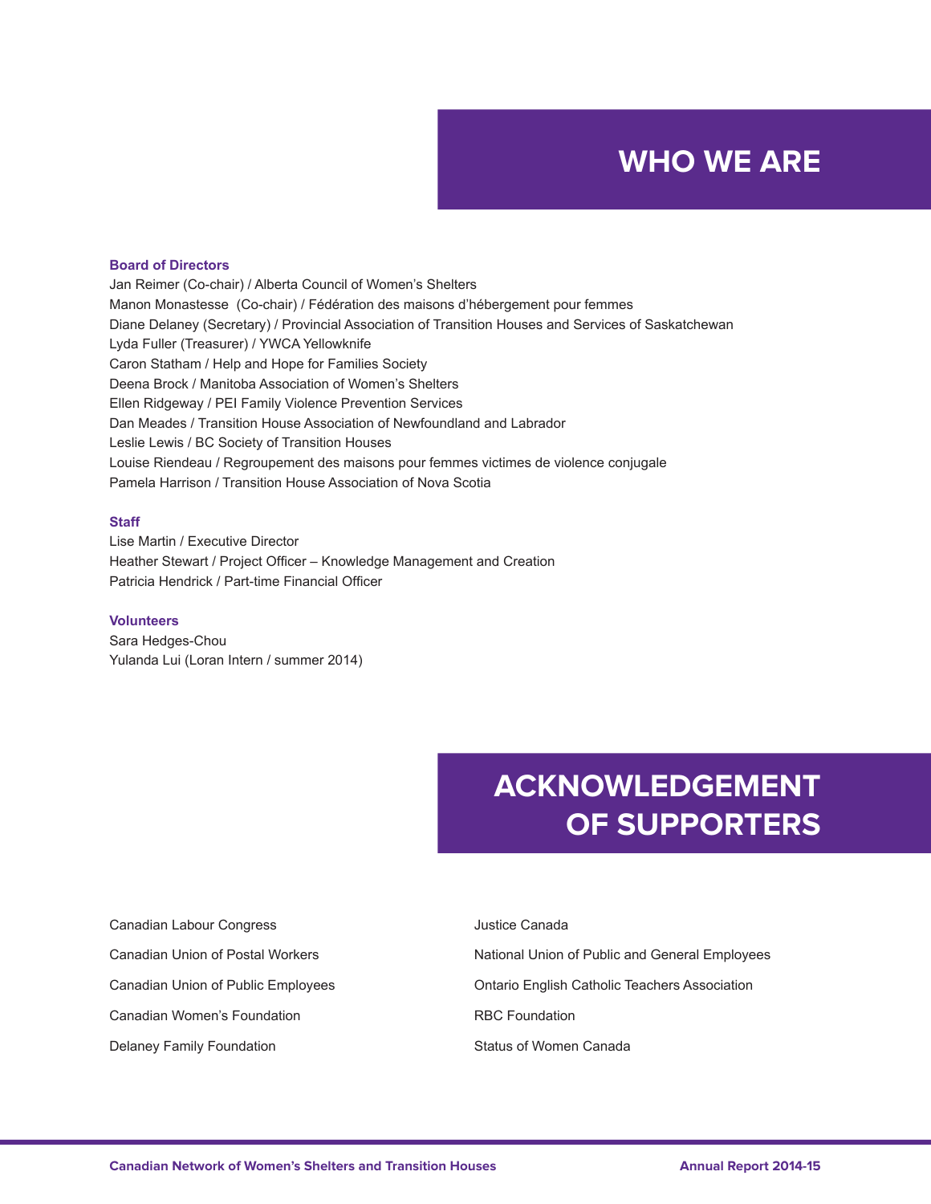# WHO WE ARE

### Board of Directors

Jan Reimer (Co-chair) / Alberta Council of Women's Shelters
Manon Monastesse (Co-chair) / Fédération des maisons d'hébergement pour femmes
Diane Delaney (Secretary) / Provincial Association of Transition Houses and Services of Saskatchewan
Lyda Fuller (Treasurer) / YWCA Yellowknife
Caron Statham / Help and Hope for Families Society
Deena Brock / Manitoba Association of Women's Shelters
Ellen Ridgeway / PEI Family Violence Prevention Services
Dan Meades / Transition House Association of Newfoundland and Labrador
Leslie Lewis / BC Society of Transition Houses
Louise Riendeau / Regroupement des maisons pour femmes victimes de violence conjugale
Pamela Harrison / Transition House Association of Nova Scotia

### Staff

Lise Martin / Executive Director
Heather Stewart / Project Officer – Knowledge Management and Creation
Patricia Hendrick / Part-time Financial Officer

### Volunteers

Sara Hedges-Chou
Yulanda Lui (Loran Intern / summer 2014)

# ACKNOWLEDGEMENT OF SUPPORTERS

Canadian Labour Congress

Canadian Union of Postal Workers

Canadian Union of Public Employees

Canadian Women's Foundation

Delaney Family Foundation

Justice Canada

National Union of Public and General Employees

Ontario English Catholic Teachers Association

RBC Foundation

Status of Women Canada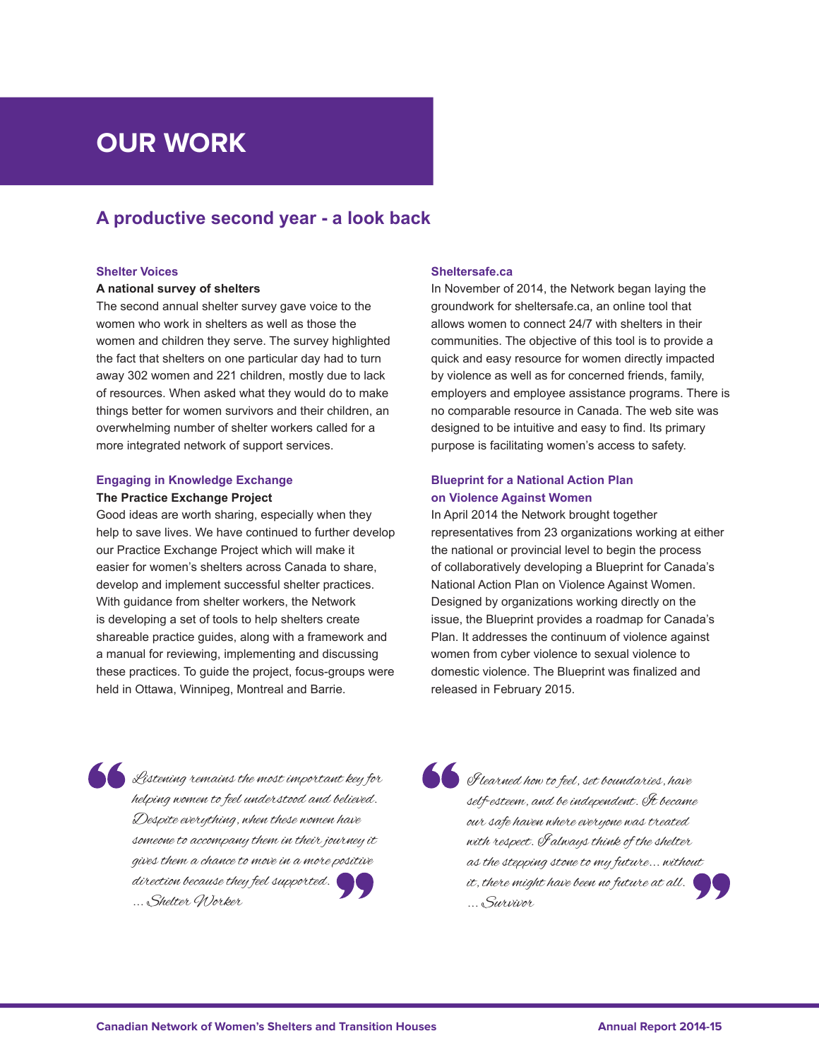# OUR WORK

## A productive second year - a look back

### Shelter Voices

**A national survey of shelters**

The second annual shelter survey gave voice to the women who work in shelters as well as those the women and children they serve. The survey highlighted the fact that shelters on one particular day had to turn away 302 women and 221 children, mostly due to lack of resources. When asked what they would do to make things better for women survivors and their children, an overwhelming number of shelter workers called for a more integrated network of support services.

### Engaging in Knowledge Exchange

**The Practice Exchange Project**

Good ideas are worth sharing, especially when they help to save lives. We have continued to further develop our Practice Exchange Project which will make it easier for women's shelters across Canada to share, develop and implement successful shelter practices. With guidance from shelter workers, the Network is developing a set of tools to help shelters create shareable practice guides, along with a framework and a manual for reviewing, implementing and discussing these practices. To guide the project, focus-groups were held in Ottawa, Winnipeg, Montreal and Barrie.

### Sheltersafe.ca

In November of 2014, the Network began laying the groundwork for sheltersafe.ca, an online tool that allows women to connect 24/7 with shelters in their communities. The objective of this tool is to provide a quick and easy resource for women directly impacted by violence as well as for concerned friends, family, employers and employee assistance programs. There is no comparable resource in Canada. The web site was designed to be intuitive and easy to find. Its primary purpose is facilitating women's access to safety.

### Blueprint for a National Action Plan on Violence Against Women

In April 2014 the Network brought together representatives from 23 organizations working at either the national or provincial level to begin the process of collaboratively developing a Blueprint for Canada's National Action Plan on Violence Against Women. Designed by organizations working directly on the issue, the Blueprint provides a roadmap for Canada's Plan. It addresses the continuum of violence against women from cyber violence to sexual violence to domestic violence. The Blueprint was finalized and released in February 2015.

> *Listening remains the most important key for helping women to feel understood and believed. Despite everything, when these women have someone to accompany them in their journey it gives them a chance to move in a more positive direction because they feel supported.*
> *... Shelter Worker*

> *I learned how to feel, set boundaries, have self-esteem, and be independent. It became our safe haven where everyone was treated with respect. I always think of the shelter as the stepping stone to my future... without it, there might have been no future at all.*
> *... Survivor*